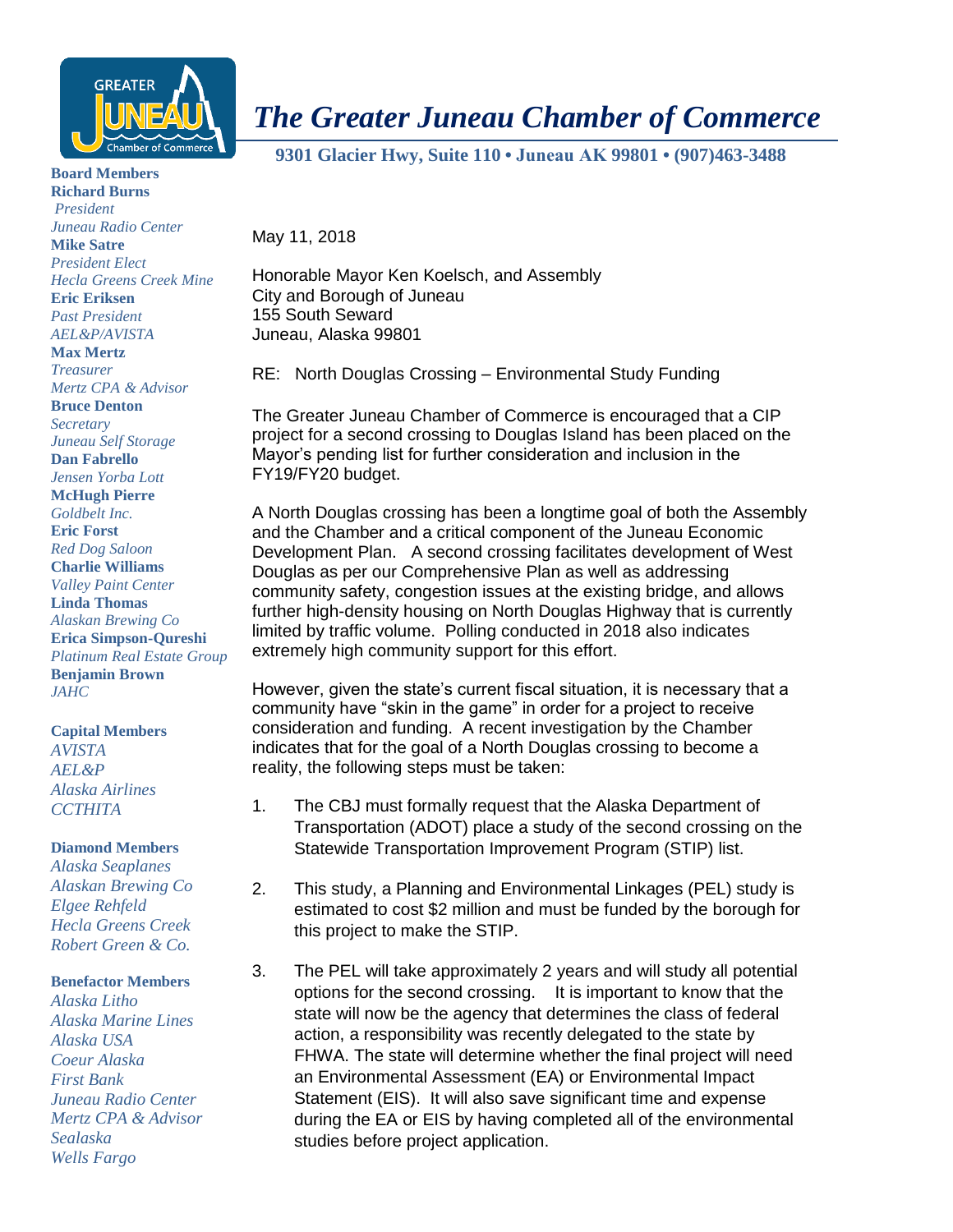# The Greater Juneau Chamber of Commerce

**9301 Glacier Hwy, Suite 110 • Juneau AK 99801 • (907)463-3488**

**Board Members**
**Richard Burns**
*President*
*Juneau Radio Center*
**Mike Satre**
*President Elect*
*Hecla Greens Creek Mine*
**Eric Eriksen**
*Past President*
*AEL&P/AVISTA*
**Max Mertz**
*Treasurer*
*Mertz CPA & Advisor*
**Bruce Denton**
*Secretary*
*Juneau Self Storage*
**Dan Fabrello**
*Jensen Yorba Lott*
**McHugh Pierre**
*Goldbelt Inc.*
**Eric Forst**
*Red Dog Saloon*
**Charlie Williams**
*Valley Paint Center*
**Linda Thomas**
*Alaskan Brewing Co*
**Erica Simpson-Qureshi**
*Platinum Real Estate Group*
**Benjamin Brown**
*JAHC*

**Capital Members**
*AVISTA*
*AEL&P*
*Alaska Airlines*
*CCTHITA*

**Diamond Members**
*Alaska Seaplanes*
*Alaskan Brewing Co*
*Elgee Rehfeld*
*Hecla Greens Creek*
*Robert Green & Co.*

**Benefactor Members**
*Alaska Litho*
*Alaska Marine Lines*
*Alaska USA*
*Coeur Alaska*
*First Bank*
*Juneau Radio Center*
*Mertz CPA & Advisor*
*Sealaska*
*Wells Fargo*

May 11, 2018

Honorable Mayor Ken Koelsch, and Assembly
City and Borough of Juneau
155 South Seward
Juneau, Alaska 99801

RE: North Douglas Crossing – Environmental Study Funding

The Greater Juneau Chamber of Commerce is encouraged that a CIP project for a second crossing to Douglas Island has been placed on the Mayor's pending list for further consideration and inclusion in the FY19/FY20 budget.

A North Douglas crossing has been a longtime goal of both the Assembly and the Chamber and a critical component of the Juneau Economic Development Plan. A second crossing facilitates development of West Douglas as per our Comprehensive Plan as well as addressing community safety, congestion issues at the existing bridge, and allows further high-density housing on North Douglas Highway that is currently limited by traffic volume. Polling conducted in 2018 also indicates extremely high community support for this effort.

However, given the state's current fiscal situation, it is necessary that a community have "skin in the game" in order for a project to receive consideration and funding. A recent investigation by the Chamber indicates that for the goal of a North Douglas crossing to become a reality, the following steps must be taken:

1. The CBJ must formally request that the Alaska Department of Transportation (ADOT) place a study of the second crossing on the Statewide Transportation Improvement Program (STIP) list.

2. This study, a Planning and Environmental Linkages (PEL) study is estimated to cost $2 million and must be funded by the borough for this project to make the STIP.

3. The PEL will take approximately 2 years and will study all potential options for the second crossing. It is important to know that the state will now be the agency that determines the class of federal action, a responsibility was recently delegated to the state by FHWA. The state will determine whether the final project will need an Environmental Assessment (EA) or Environmental Impact Statement (EIS). It will also save significant time and expense during the EA or EIS by having completed all of the environmental studies before project application.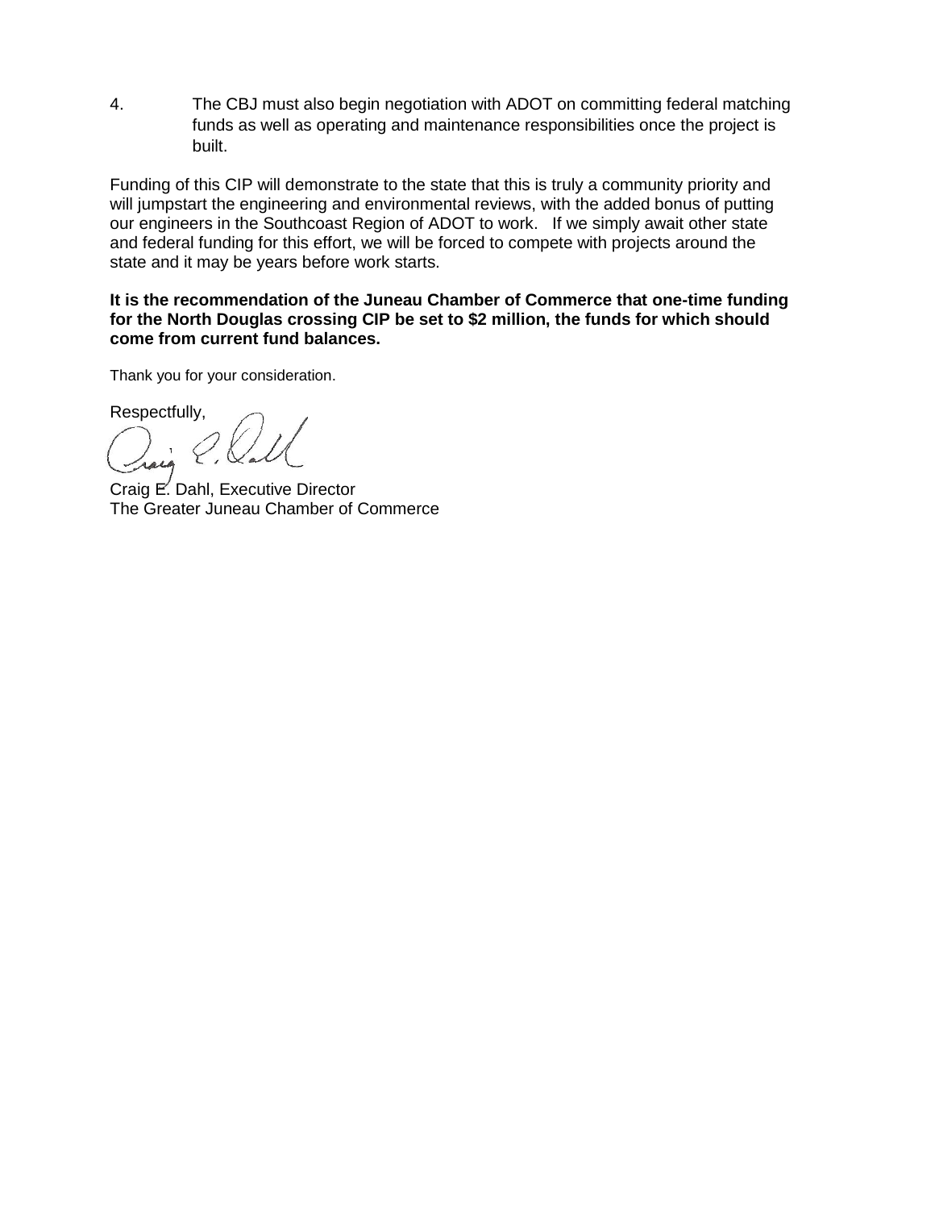4. The CBJ must also begin negotiation with ADOT on committing federal matching funds as well as operating and maintenance responsibilities once the project is built.

Funding of this CIP will demonstrate to the state that this is truly a community priority and will jumpstart the engineering and environmental reviews, with the added bonus of putting our engineers in the Southcoast Region of ADOT to work. If we simply await other state and federal funding for this effort, we will be forced to compete with projects around the state and it may be years before work starts.

**It is the recommendation of the Juneau Chamber of Commerce that one-time funding for the North Douglas crossing CIP be set to $2 million, the funds for which should come from current fund balances.**

Thank you for your consideration.

Respectfully,

Craig E. Dahl, Executive Director
The Greater Juneau Chamber of Commerce